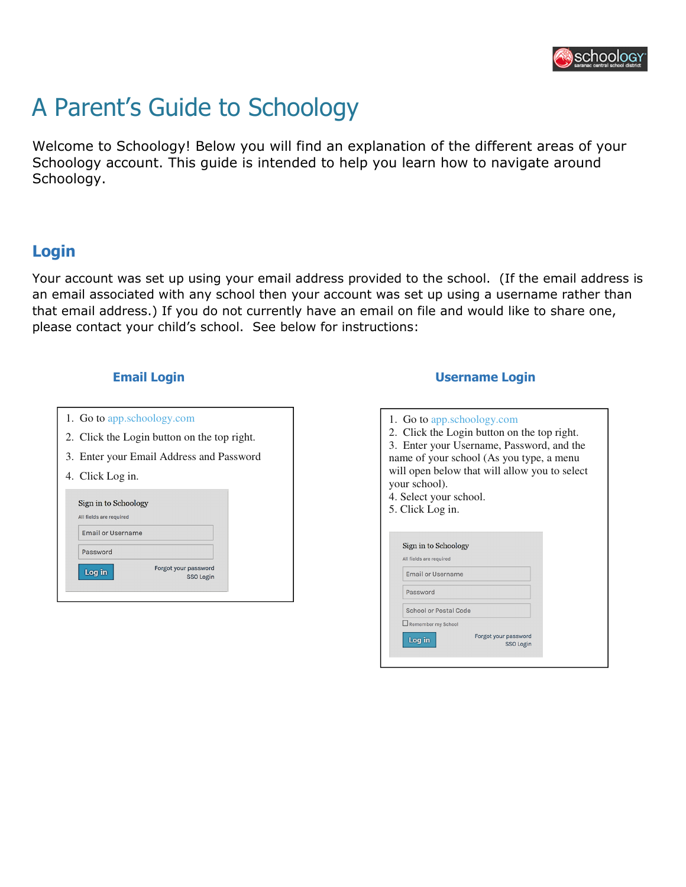# A Parent's Guide to Schoology

Welcome to Schoology! Below you will find an explanation of the different areas of your Schoology account. This guide is intended to help you learn how to navigate around Schoology.

## Login

Your account was set up using your email address provided to the school. (If the email address is an email associated with any school then your account was set up using a username rather than that email address.) If you do not currently have an email on file and would like to share one, please contact your child's school. See below for instructions:

### Email Login

1. Go to app.schoology.com
2. Click the Login button on the top right.
3. Enter your Email Address and Password
4. Click Log in.

Sign in to Schoology

All fields are required

Email or Username

Password

Log in

Forgot your password

SSO Login

### Username Login

1. Go to app.schoology.com
2. Click the Login button on the top right.
3. Enter your Username, Password, and the name of your school (As you type, a menu will open below that will allow you to select your school).
4. Select your school.
5. Click Log in.

Sign in to Schoology

All fields are required

Email or Username

Password

School or Postal Code

Remember my School

Log in

Forgot your password

SSO Login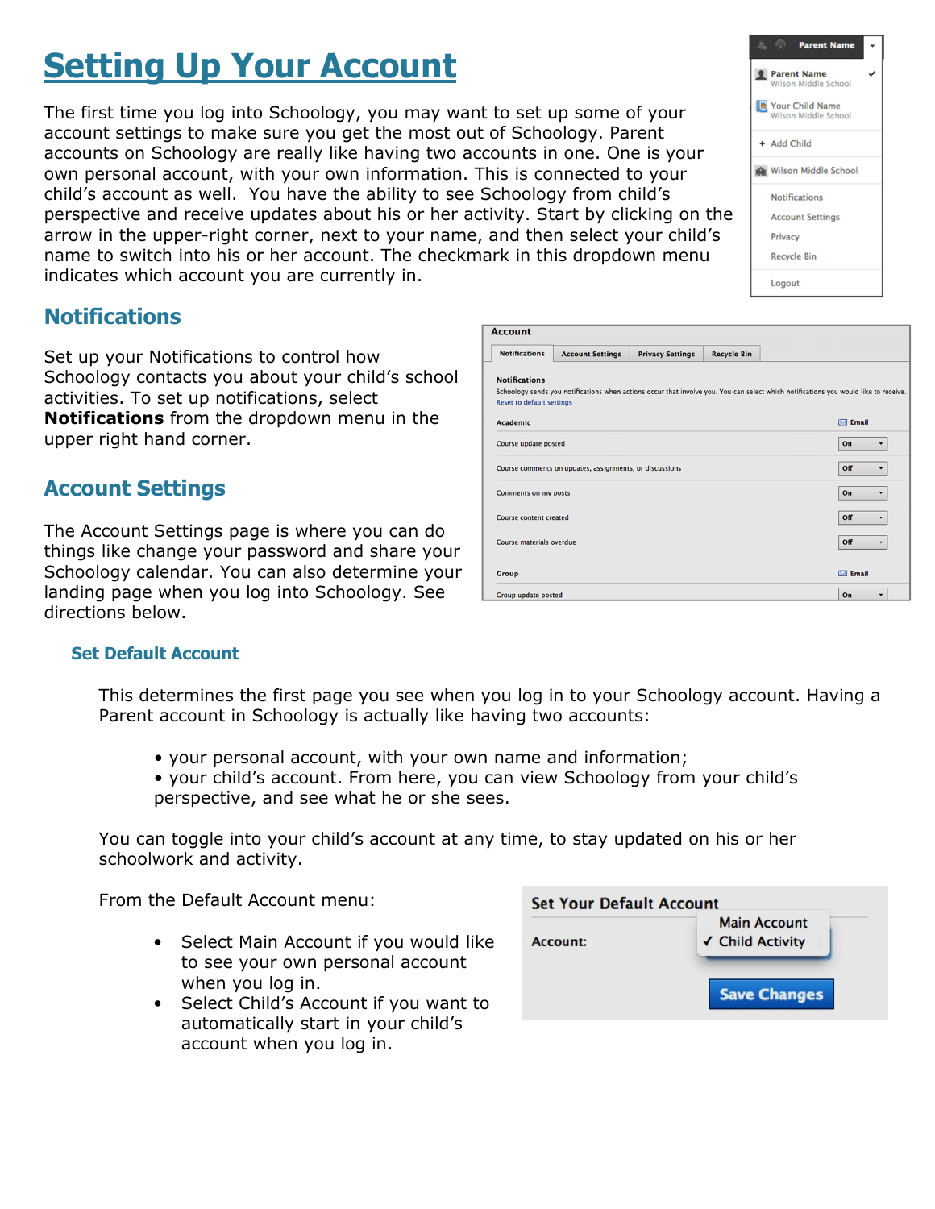# Setting Up Your Account

The first time you log into Schoology, you may want to set up some of your account settings to make sure you get the most out of Schoology. Parent accounts on Schoology are really like having two accounts in one. One is your own personal account, with your own information. This is connected to your child's account as well. You have the ability to see Schoology from child's perspective and receive updates about his or her activity. Start by clicking on the arrow in the upper-right corner, next to your name, and then select your child's name to switch into his or her account. The checkmark in this dropdown menu indicates which account you are currently in.

## Notifications

Set up your Notifications to control how Schoology contacts you about your child's school activities. To set up notifications, select **Notifications** from the dropdown menu in the upper right hand corner.

## Account Settings

The Account Settings page is where you can do things like change your password and share your Schoology calendar. You can also determine your landing page when you log into Schoology. See directions below.

### Set Default Account

This determines the first page you see when you log in to your Schoology account. Having a Parent account in Schoology is actually like having two accounts:

- your personal account, with your own name and information;
- your child's account. From here, you can view Schoology from your child's perspective, and see what he or she sees.

You can toggle into your child's account at any time, to stay updated on his or her schoolwork and activity.

From the Default Account menu:

- Select Main Account if you would like to see your own personal account when you log in.
- Select Child's Account if you want to automatically start in your child's account when you log in.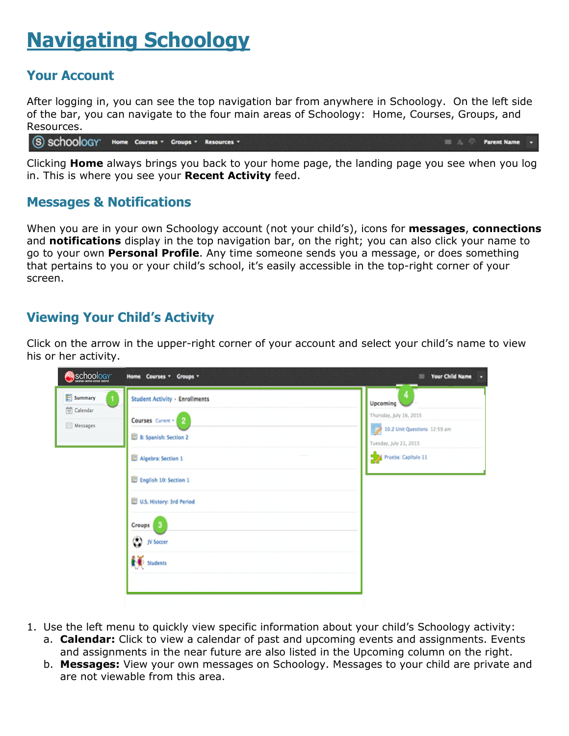# Navigating Schoology

## Your Account

After logging in, you can see the top navigation bar from anywhere in Schoology. On the left side of the bar, you can navigate to the four main areas of Schoology: Home, Courses, Groups, and Resources.

Clicking **Home** always brings you back to your home page, the landing page you see when you log in. This is where you see your **Recent Activity** feed.

## Messages & Notifications

When you are in your own Schoology account (not your child's), icons for **messages**, **connections** and **notifications** display in the top navigation bar, on the right; you can also click your name to go to your own **Personal Profile**. Any time someone sends you a message, or does something that pertains to you or your child's school, it's easily accessible in the top-right corner of your screen.

## Viewing Your Child's Activity

Click on the arrow in the upper-right corner of your account and select your child's name to view his or her activity.

1. Use the left menu to quickly view specific information about your child's Schoology activity:
   a. **Calendar:** Click to view a calendar of past and upcoming events and assignments. Events and assignments in the near future are also listed in the Upcoming column on the right.
   b. **Messages:** View your own messages on Schoology. Messages to your child are private and are not viewable from this area.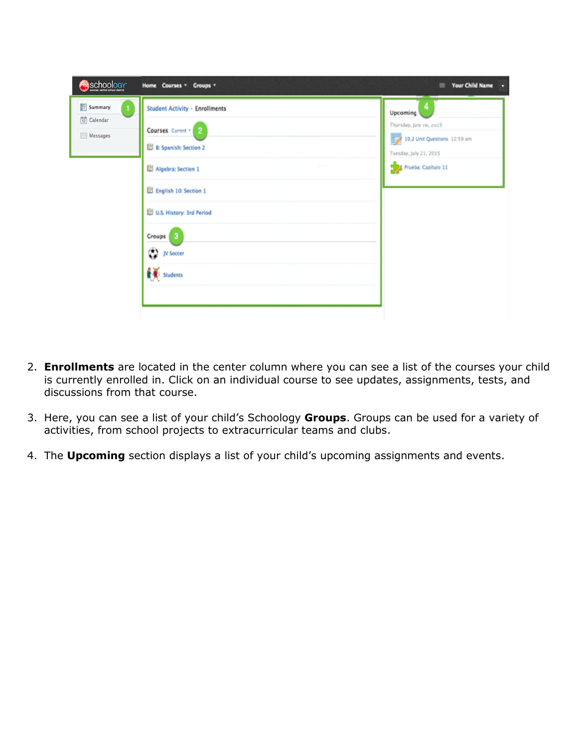2. **Enrollments** are located in the center column where you can see a list of the courses your child is currently enrolled in. Click on an individual course to see updates, assignments, tests, and discussions from that course.

3. Here, you can see a list of your child's Schoology **Groups**. Groups can be used for a variety of activities, from school projects to extracurricular teams and clubs.

4. The **Upcoming** section displays a list of your child's upcoming assignments and events.